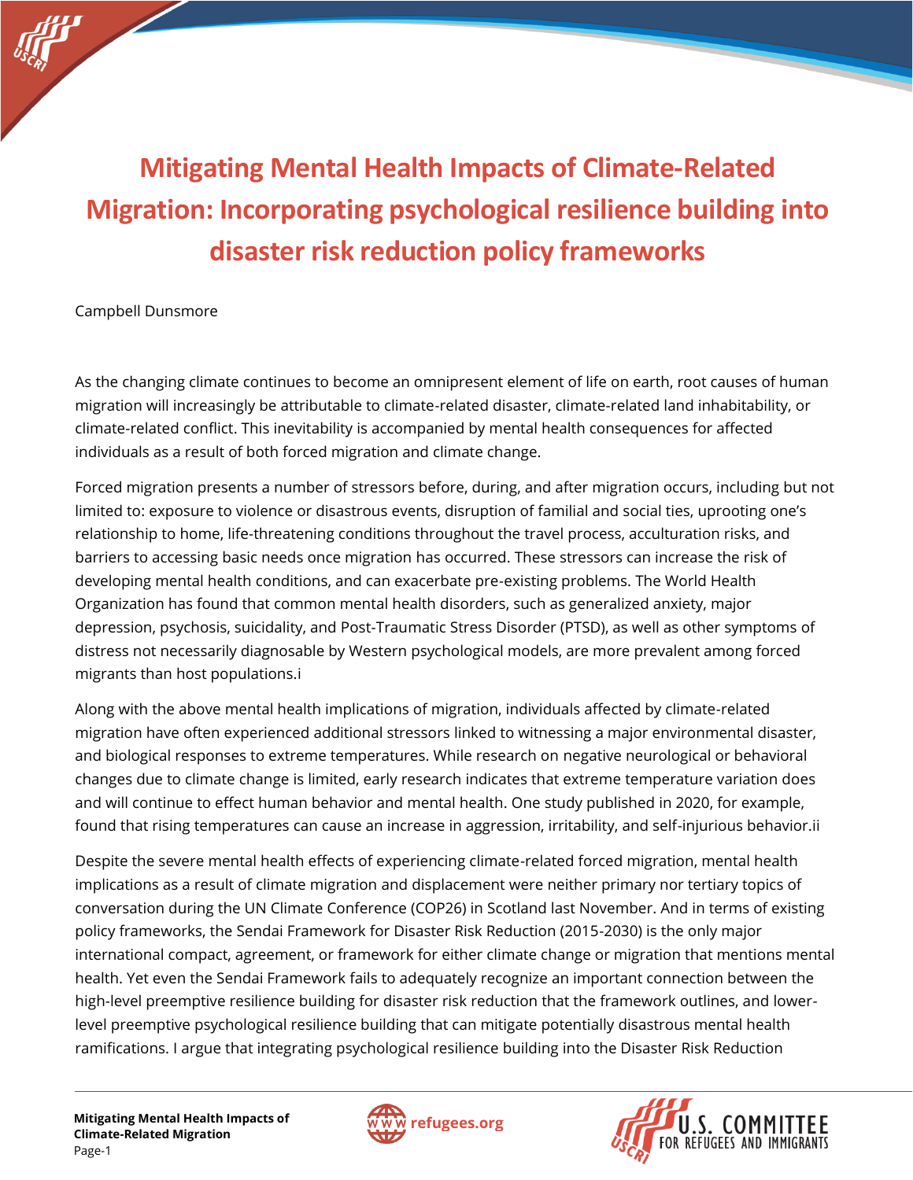# Mitigating Mental Health Impacts of Climate-Related Migration: Incorporating psychological resilience building into disaster risk reduction policy frameworks

Campbell Dunsmore

As the changing climate continues to become an omnipresent element of life on earth, root causes of human migration will increasingly be attributable to climate-related disaster, climate-related land inhabitability, or climate-related conflict. This inevitability is accompanied by mental health consequences for affected individuals as a result of both forced migration and climate change.

Forced migration presents a number of stressors before, during, and after migration occurs, including but not limited to: exposure to violence or disastrous events, disruption of familial and social ties, uprooting one's relationship to home, life-threatening conditions throughout the travel process, acculturation risks, and barriers to accessing basic needs once migration has occurred. These stressors can increase the risk of developing mental health conditions, and can exacerbate pre-existing problems. The World Health Organization has found that common mental health disorders, such as generalized anxiety, major depression, psychosis, suicidality, and Post-Traumatic Stress Disorder (PTSD), as well as other symptoms of distress not necessarily diagnosable by Western psychological models, are more prevalent among forced migrants than host populations.[i]

Along with the above mental health implications of migration, individuals affected by climate-related migration have often experienced additional stressors linked to witnessing a major environmental disaster, and biological responses to extreme temperatures. While research on negative neurological or behavioral changes due to climate change is limited, early research indicates that extreme temperature variation does and will continue to effect human behavior and mental health. One study published in 2020, for example, found that rising temperatures can cause an increase in aggression, irritability, and self-injurious behavior.[ii]

Despite the severe mental health effects of experiencing climate-related forced migration, mental health implications as a result of climate migration and displacement were neither primary nor tertiary topics of conversation during the UN Climate Conference (COP26) in Scotland last November. And in terms of existing policy frameworks, the Sendai Framework for Disaster Risk Reduction (2015-2030) is the only major international compact, agreement, or framework for either climate change or migration that mentions mental health. Yet even the Sendai Framework fails to adequately recognize an important connection between the high-level preemptive resilience building for disaster risk reduction that the framework outlines, and lower-level preemptive psychological resilience building that can mitigate potentially disastrous mental health ramifications. I argue that integrating psychological resilience building into the Disaster Risk Reduction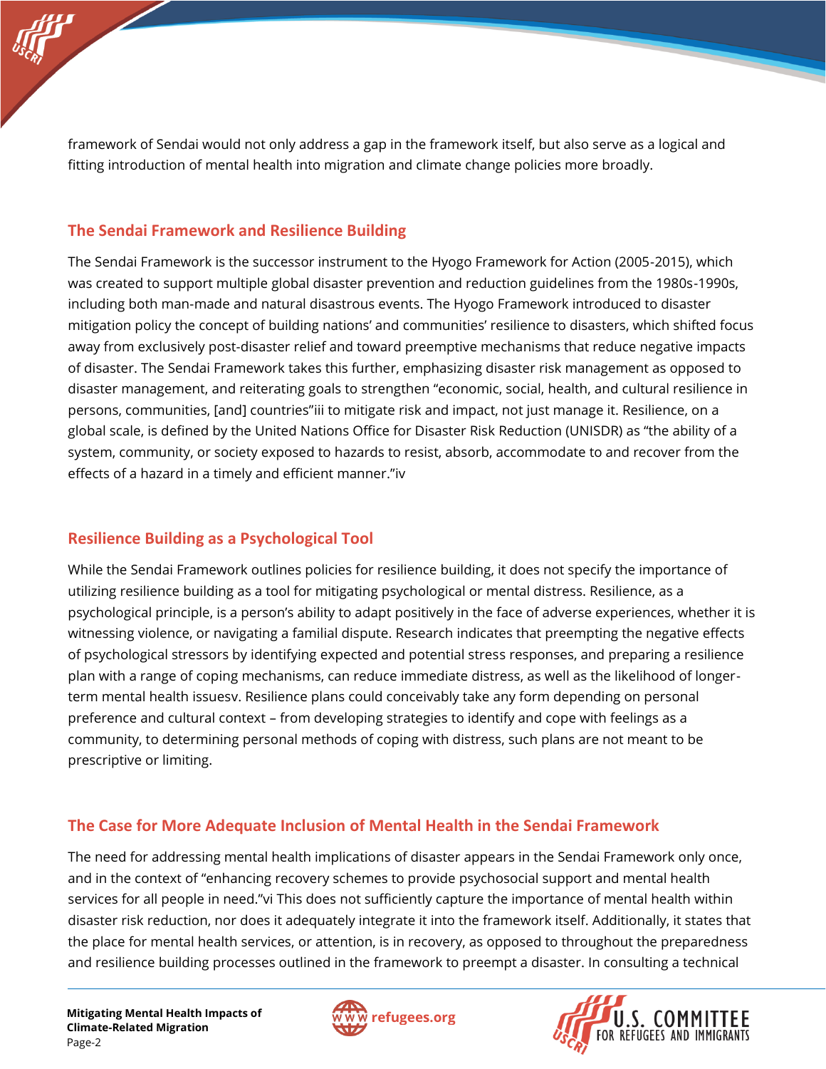framework of Sendai would not only address a gap in the framework itself, but also serve as a logical and fitting introduction of mental health into migration and climate change policies more broadly.

## The Sendai Framework and Resilience Building

The Sendai Framework is the successor instrument to the Hyogo Framework for Action (2005-2015), which was created to support multiple global disaster prevention and reduction guidelines from the 1980s-1990s, including both man-made and natural disastrous events. The Hyogo Framework introduced to disaster mitigation policy the concept of building nations' and communities' resilience to disasters, which shifted focus away from exclusively post-disaster relief and toward preemptive mechanisms that reduce negative impacts of disaster. The Sendai Framework takes this further, emphasizing disaster risk management as opposed to disaster management, and reiterating goals to strengthen "economic, social, health, and cultural resilience in persons, communities, [and] countries"[iii] to mitigate risk and impact, not just manage it. Resilience, on a global scale, is defined by the United Nations Office for Disaster Risk Reduction (UNISDR) as "the ability of a system, community, or society exposed to hazards to resist, absorb, accommodate to and recover from the effects of a hazard in a timely and efficient manner."[iv]

## Resilience Building as a Psychological Tool

While the Sendai Framework outlines policies for resilience building, it does not specify the importance of utilizing resilience building as a tool for mitigating psychological or mental distress. Resilience, as a psychological principle, is a person's ability to adapt positively in the face of adverse experiences, whether it is witnessing violence, or navigating a familial dispute. Research indicates that preempting the negative effects of psychological stressors by identifying expected and potential stress responses, and preparing a resilience plan with a range of coping mechanisms, can reduce immediate distress, as well as the likelihood of longer-term mental health issues[v]. Resilience plans could conceivably take any form depending on personal preference and cultural context – from developing strategies to identify and cope with feelings as a community, to determining personal methods of coping with distress, such plans are not meant to be prescriptive or limiting.

## The Case for More Adequate Inclusion of Mental Health in the Sendai Framework

The need for addressing mental health implications of disaster appears in the Sendai Framework only once, and in the context of "enhancing recovery schemes to provide psychosocial support and mental health services for all people in need."[vi] This does not sufficiently capture the importance of mental health within disaster risk reduction, nor does it adequately integrate it into the framework itself. Additionally, it states that the place for mental health services, or attention, is in recovery, as opposed to throughout the preparedness and resilience building processes outlined in the framework to preempt a disaster. In consulting a technical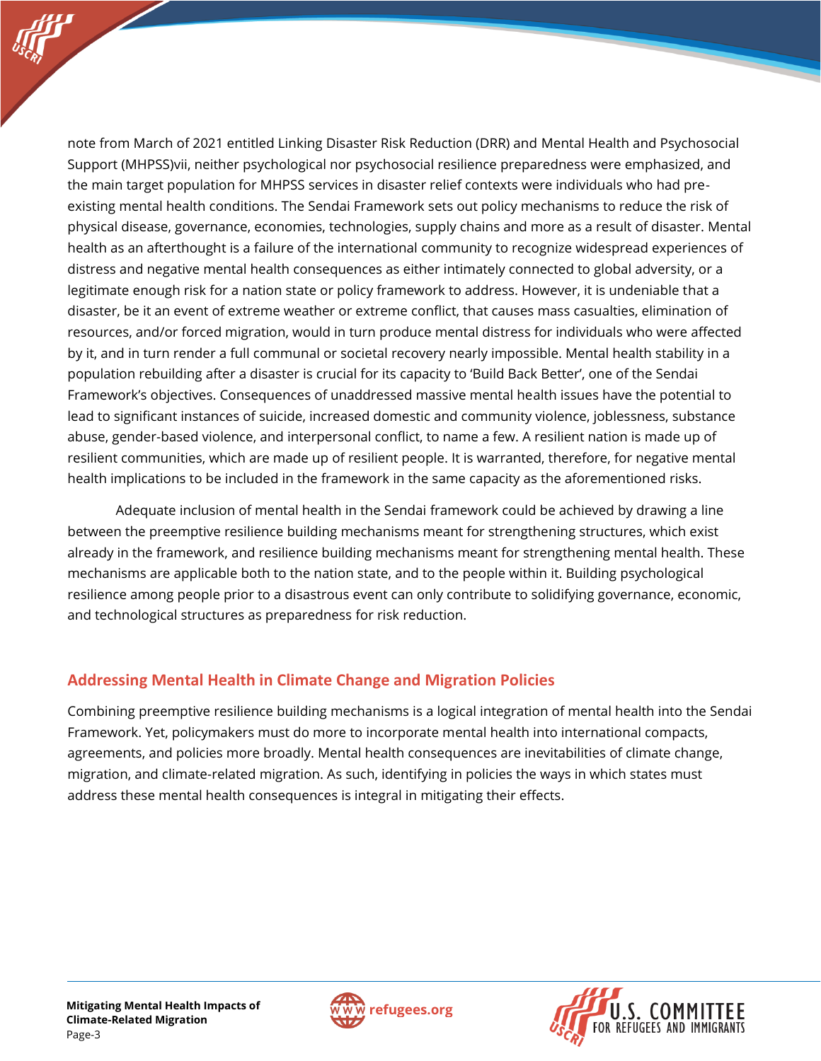note from March of 2021 entitled Linking Disaster Risk Reduction (DRR) and Mental Health and Psychosocial Support (MHPSS)vii, neither psychological nor psychosocial resilience preparedness were emphasized, and the main target population for MHPSS services in disaster relief contexts were individuals who had pre-existing mental health conditions. The Sendai Framework sets out policy mechanisms to reduce the risk of physical disease, governance, economies, technologies, supply chains and more as a result of disaster. Mental health as an afterthought is a failure of the international community to recognize widespread experiences of distress and negative mental health consequences as either intimately connected to global adversity, or a legitimate enough risk for a nation state or policy framework to address. However, it is undeniable that a disaster, be it an event of extreme weather or extreme conflict, that causes mass casualties, elimination of resources, and/or forced migration, would in turn produce mental distress for individuals who were affected by it, and in turn render a full communal or societal recovery nearly impossible. Mental health stability in a population rebuilding after a disaster is crucial for its capacity to 'Build Back Better', one of the Sendai Framework's objectives. Consequences of unaddressed massive mental health issues have the potential to lead to significant instances of suicide, increased domestic and community violence, joblessness, substance abuse, gender-based violence, and interpersonal conflict, to name a few. A resilient nation is made up of resilient communities, which are made up of resilient people. It is warranted, therefore, for negative mental health implications to be included in the framework in the same capacity as the aforementioned risks.

Adequate inclusion of mental health in the Sendai framework could be achieved by drawing a line between the preemptive resilience building mechanisms meant for strengthening structures, which exist already in the framework, and resilience building mechanisms meant for strengthening mental health. These mechanisms are applicable both to the nation state, and to the people within it. Building psychological resilience among people prior to a disastrous event can only contribute to solidifying governance, economic, and technological structures as preparedness for risk reduction.

## Addressing Mental Health in Climate Change and Migration Policies

Combining preemptive resilience building mechanisms is a logical integration of mental health into the Sendai Framework. Yet, policymakers must do more to incorporate mental health into international compacts, agreements, and policies more broadly. Mental health consequences are inevitabilities of climate change, migration, and climate-related migration. As such, identifying in policies the ways in which states must address these mental health consequences is integral in mitigating their effects.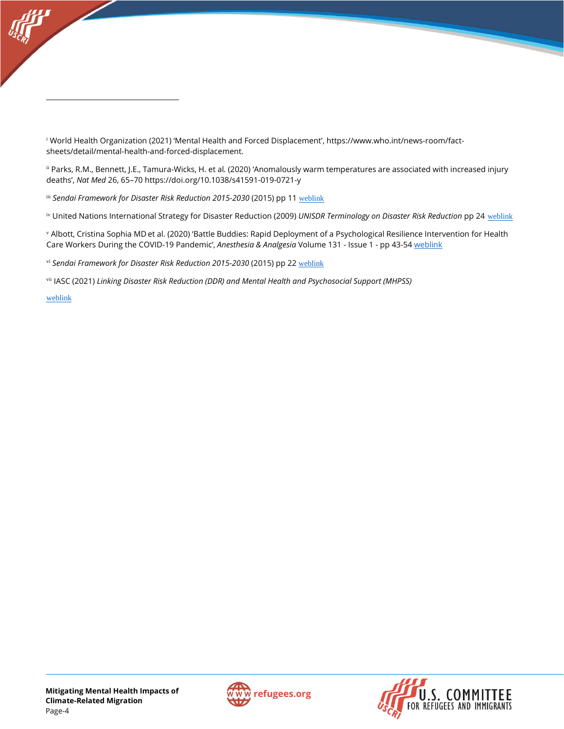---

[i] World Health Organization (2021) 'Mental Health and Forced Displacement', https://www.who.int/news-room/fact-sheets/detail/mental-health-and-forced-displacement.

[ii] Parks, R.M., Bennett, J.E., Tamura-Wicks, H. et al. (2020) 'Anomalously warm temperatures are associated with increased injury deaths', *Nat Med* 26, 65–70 https://doi.org/10.1038/s41591-019-0721-y

[iii] *Sendai Framework for Disaster Risk Reduction 2015-2030* (2015) pp 11 weblink

[iv] United Nations International Strategy for Disaster Reduction (2009) *UNISDR Terminology on Disaster Risk Reduction* pp 24 weblink

[v] Albott, Cristina Sophia MD et al. (2020) 'Battle Buddies: Rapid Deployment of a Psychological Resilience Intervention for Health Care Workers During the COVID-19 Pandemic', *Anesthesia & Analgesia* Volume 131 - Issue 1 - pp 43-54 weblink

[vi] *Sendai Framework for Disaster Risk Reduction 2015-2030* (2015) pp 22 weblink

[vii] IASC (2021) *Linking Disaster Risk Reduction (DDR) and Mental Health and Psychosocial Support (MHPSS)*

weblink